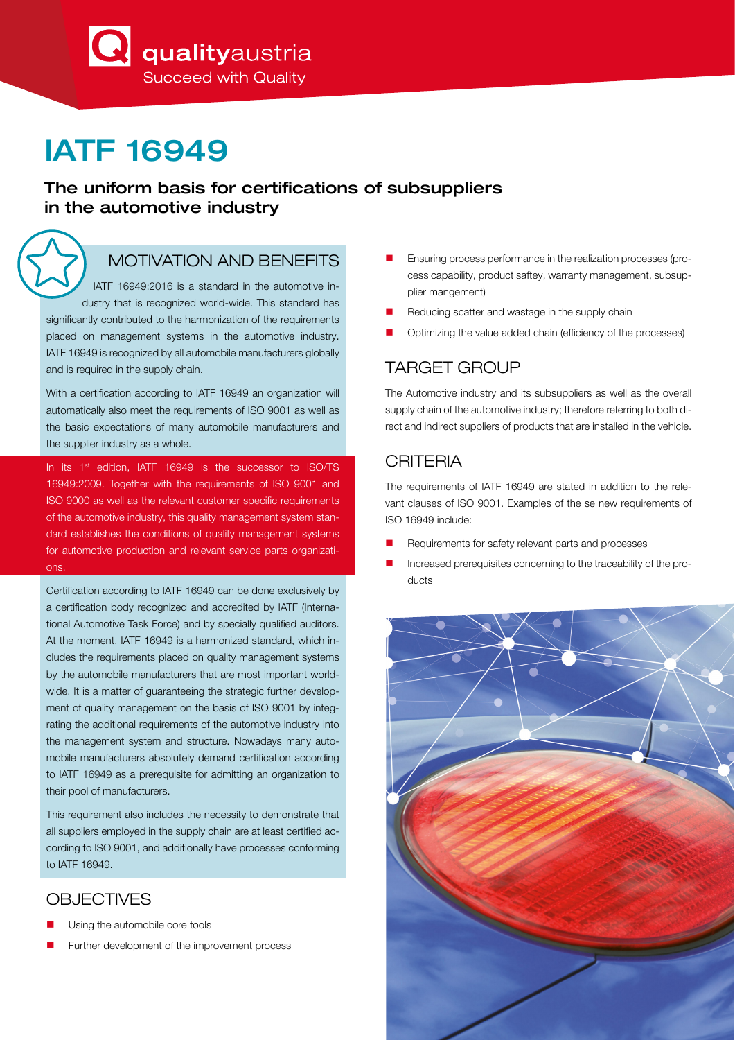# IATF 16949

## The uniform basis for certifications of subsuppliers in the automotive industry

## MOTIVATION AND BENEFITS

IATF 16949:2016 is a standard in the automotive industry that is recognized world-wide. This standard has significantly contributed to the harmonization of the requirements placed on management systems in the automotive industry. IATF 16949 is recognized by all automobile manufacturers globally and is required in the supply chain.

With a certification according to IATF 16949 an organization will automatically also meet the requirements of ISO 9001 as well as the basic expectations of many automobile manufacturers and the supplier industry as a whole.

In its 1st edition, IATF 16949 is the successor to ISO/TS 16949:2009. Together with the requirements of ISO 9001 and ISO 9000 as well as the relevant customer specific requirements of the automotive industry, this quality management system standard establishes the conditions of quality management systems for automotive production and relevant service parts organizations.

Certification according to IATF 16949 can be done exclusively by a certification body recognized and accredited by IATF (International Automotive Task Force) and by specially qualified auditors. At the moment, IATF 16949 is a harmonized standard, which includes the requirements placed on quality management systems by the automobile manufacturers that are most important worldwide. It is a matter of guaranteeing the strategic further development of quality management on the basis of ISO 9001 by integrating the additional requirements of the automotive industry into the management system and structure. Nowadays many automobile manufacturers absolutely demand certification according to IATF 16949 as a prerequisite for admitting an organization to their pool of manufacturers.

This requirement also includes the necessity to demonstrate that all suppliers employed in the supply chain are at least certified according to ISO 9001, and additionally have processes conforming to IATF 16949.

## OBJECTIVES

- Using the automobile core tools
- Further development of the improvement process
- Ensuring process performance in the realization processes (process capability, product saftey, warranty management, subsupplier mangement)
- Reducing scatter and wastage in the supply chain
- Optimizing the value added chain (efficiency of the processes)

## TARGET GROUP

The Automotive industry and its subsuppliers as well as the overall supply chain of the automotive industry; therefore referring to both direct and indirect suppliers of products that are installed in the vehicle.

## CRITERIA

The requirements of IATF 16949 are stated in addition to the relevant clauses of ISO 9001. Examples of the se new requirements of ISO 16949 include:

- Requirements for safety relevant parts and processes
- Increased prerequisites concerning to the traceability of the products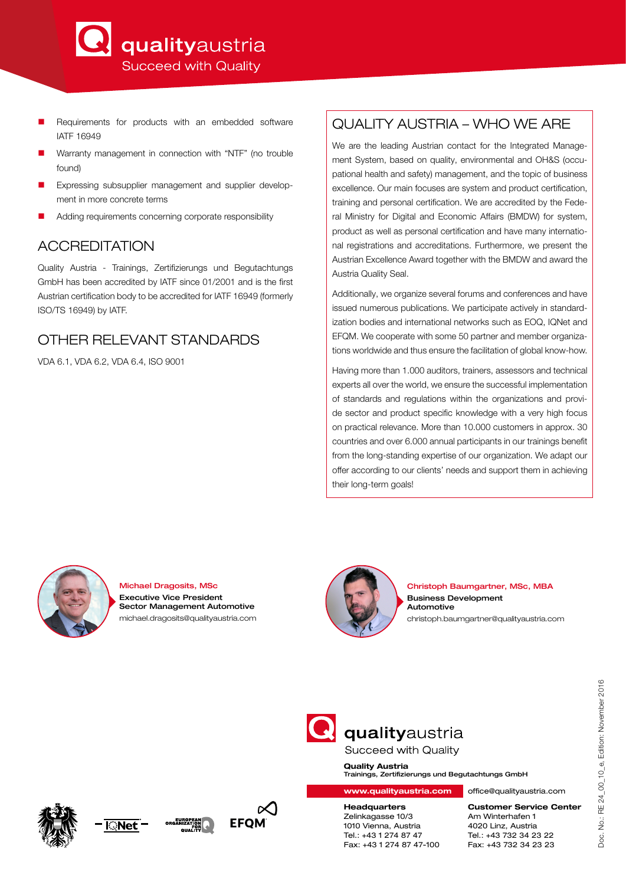- Requirements for products with an embedded software IATF 16949
- Warranty management in connection with "NTF" (no trouble found)
- Expressing subsupplier management and supplier development in more concrete terms
- Adding requirements concerning corporate responsibility

## ACCREDITATION

Quality Austria - Trainings, Zertifizierungs und Begutachtungs GmbH has been accredited by IATF since 01/2001 and is the first Austrian certification body to be accredited for IATF 16949 (formerly ISO/TS 16949) by IATF.

## OTHER RELEVANT STANDARDS

VDA 6.1, VDA 6.2, VDA 6.4, ISO 9001

## QUALITY AUSTRIA – WHO WE ARE

We are the leading Austrian contact for the Integrated Management System, based on quality, environmental and OH&S (occupational health and safety) management, and the topic of business excellence. Our main focuses are system and product certification, training and personal certification. We are accredited by the Federal Ministry for Digital and Economic Affairs (BMDW) for system, product as well as personal certification and have many international registrations and accreditations. Furthermore, we present the Austrian Excellence Award together with the BMDW and award the Austria Quality Seal.

Additionally, we organize several forums and conferences and have issued numerous publications. We participate actively in standardization bodies and international networks such as EOQ, IQNet and EFQM. We cooperate with some 50 partner and member organizations worldwide and thus ensure the facilitation of global know-how.

Having more than 1.000 auditors, trainers, assessors and technical experts all over the world, we ensure the successful implementation of standards and regulations within the organizations and provide sector and product specific knowledge with a very high focus on practical relevance. More than 10.000 customers in approx. 30 countries and over 6.000 annual participants in our trainings benefit from the long-standing expertise of our organization. We adapt our offer according to our clients' needs and support them in achieving their long-term goals!

**Michael Dragosits, MSc**
**Executive Vice President**
**Sector Management Automotive**
michael.dragosits@qualityaustria.com

**Christoph Baumgartner, MSc, MBA**
**Business Development**
**Automotive**
christoph.baumgartner@qualityaustria.com

**qualityaustria**
Succeed with Quality

**Quality Austria**
**Trainings, Zertifizierungs und Begutachtungs GmbH**

**www.qualityaustria.com**
office@qualityaustria.com

**Headquarters**
Zelinkagasse 10/3
1010 Vienna, Austria
Tel.: +43 1 274 87 47
Fax: +43 1 274 87 47-100

**Customer Service Center**
Am Winterhafen 1
4020 Linz, Austria
Tel.: +43 732 34 23 22
Fax: +43 732 34 23 23

Doc. No.: RE 24_00_10_e, Edition: November 2016